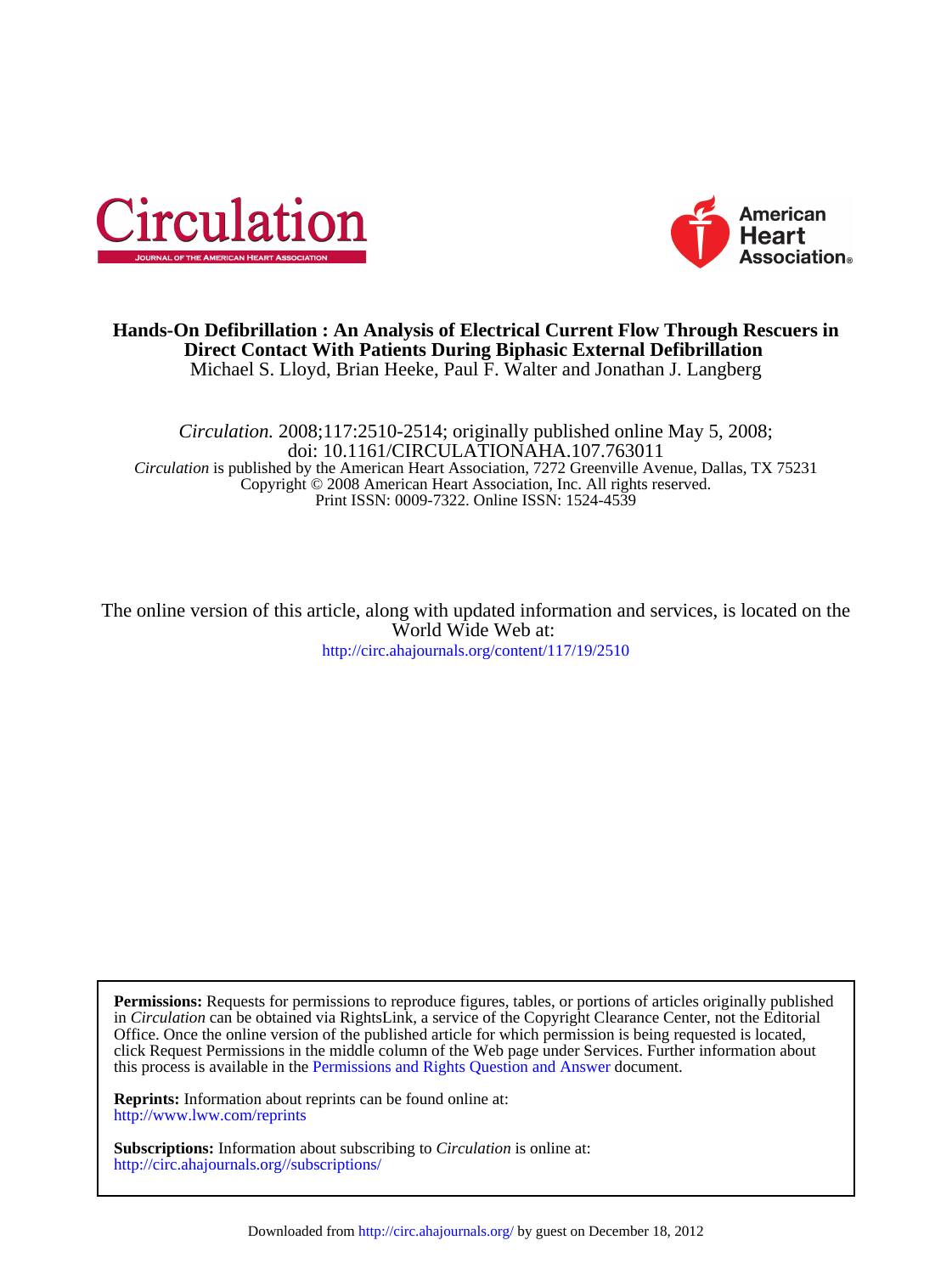Circulation

JOURNAL OF THE AMERICAN HEART ASSOCIATION

American Heart Association®

**Hands-On Defibrillation : An Analysis of Electrical Current Flow Through Rescuers in Direct Contact With Patients During Biphasic External Defibrillation**

Michael S. Lloyd, Brian Heeke, Paul F. Walter and Jonathan J. Langberg

*Circulation.* 2008;117:2510-2514; originally published online May 5, 2008;
doi: 10.1161/CIRCULATIONAHA.107.763011

*Circulation* is published by the American Heart Association, 7272 Greenville Avenue, Dallas, TX 75231
Copyright © 2008 American Heart Association, Inc. All rights reserved.
Print ISSN: 0009-7322. Online ISSN: 1524-4539

The online version of this article, along with updated information and services, is located on the World Wide Web at:
http://circ.ahajournals.org/content/117/19/2510

**Permissions:** Requests for permissions to reproduce figures, tables, or portions of articles originally published in *Circulation* can be obtained via RightsLink, a service of the Copyright Clearance Center, not the Editorial Office. Once the online version of the published article for which permission is being requested is located, click Request Permissions in the middle column of the Web page under Services. Further information about this process is available in the Permissions and Rights Question and Answer document.

**Reprints:** Information about reprints can be found online at:
http://www.lww.com/reprints

**Subscriptions:** Information about subscribing to *Circulation* is online at:
http://circ.ahajournals.org//subscriptions/

Downloaded from http://circ.ahajournals.org/ by guest on December 18, 2012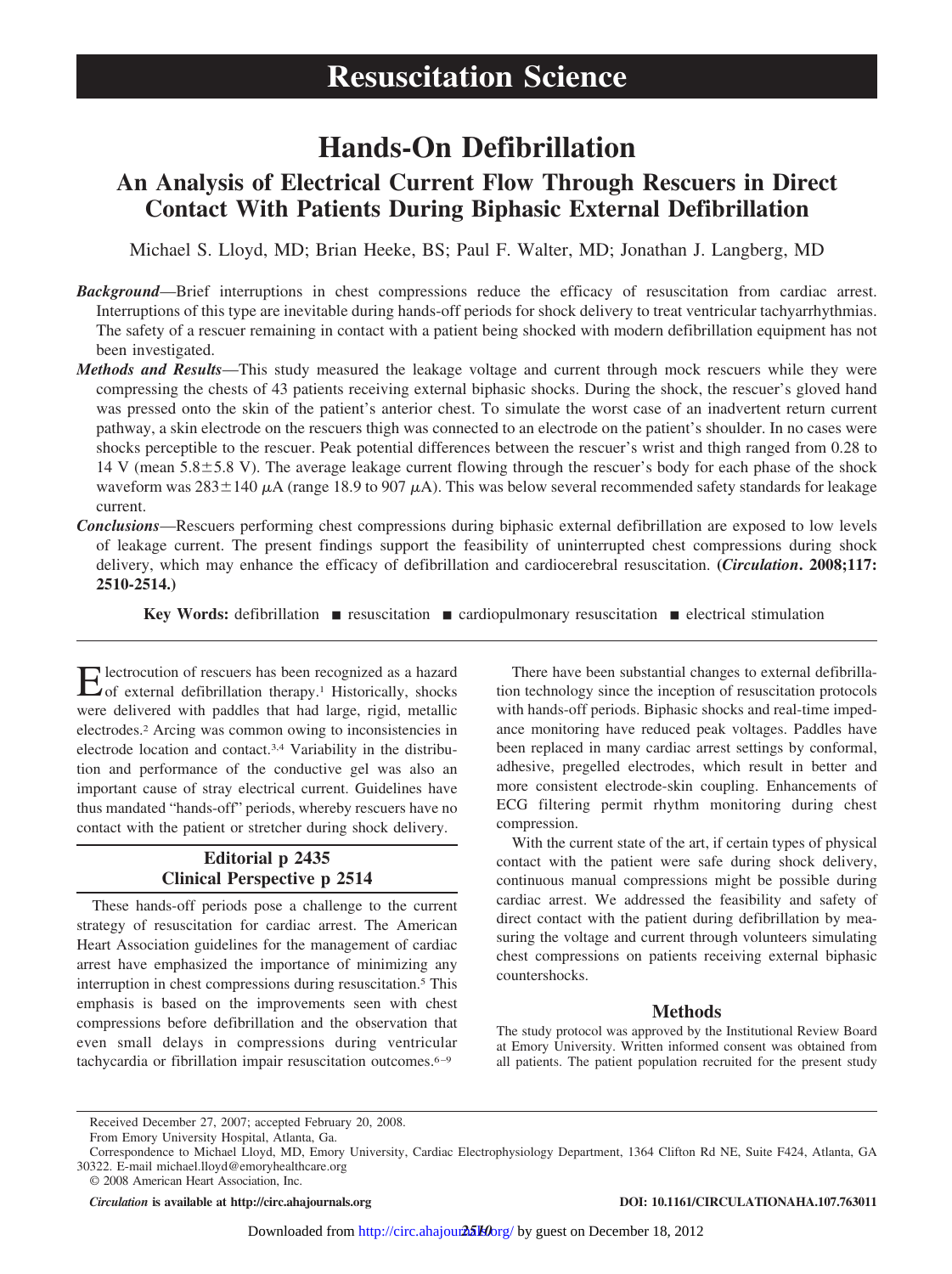# Resuscitation Science

# Hands-On Defibrillation

## An Analysis of Electrical Current Flow Through Rescuers in Direct Contact With Patients During Biphasic External Defibrillation

Michael S. Lloyd, MD; Brian Heeke, BS; Paul F. Walter, MD; Jonathan J. Langberg, MD

***Background***—Brief interruptions in chest compressions reduce the efficacy of resuscitation from cardiac arrest. Interruptions of this type are inevitable during hands-off periods for shock delivery to treat ventricular tachyarrhythmias. The safety of a rescuer remaining in contact with a patient being shocked with modern defibrillation equipment has not been investigated.

***Methods and Results***—This study measured the leakage voltage and current through mock rescuers while they were compressing the chests of 43 patients receiving external biphasic shocks. During the shock, the rescuer's gloved hand was pressed onto the skin of the patient's anterior chest. To simulate the worst case of an inadvertent return current pathway, a skin electrode on the rescuers thigh was connected to an electrode on the patient's shoulder. In no cases were shocks perceptible to the rescuer. Peak potential differences between the rescuer's wrist and thigh ranged from 0.28 to 14 V (mean $5.8 \pm 5.8$ V). The average leakage current flowing through the rescuer's body for each phase of the shock waveform was $283 \pm 140$ $\mu$A (range 18.9 to 907 $\mu$A). This was below several recommended safety standards for leakage current.

***Conclusions***—Rescuers performing chest compressions during biphasic external defibrillation are exposed to low levels of leakage current. The present findings support the feasibility of uninterrupted chest compressions during shock delivery, which may enhance the efficacy of defibrillation and cardiocerebral resuscitation. **(*Circulation*. 2008;117: 2510-2514.)**

**Key Words:** defibrillation ■ resuscitation ■ cardiopulmonary resuscitation ■ electrical stimulation

Electrocution of rescuers has been recognized as a hazard of external defibrillation therapy.[1] Historically, shocks were delivered with paddles that had large, rigid, metallic electrodes.[2] Arcing was common owing to inconsistencies in electrode location and contact.[3,4] Variability in the distribution and performance of the conductive gel was also an important cause of stray electrical current. Guidelines have thus mandated "hands-off" periods, whereby rescuers have no contact with the patient or stretcher during shock delivery.

**Editorial p 2435**
**Clinical Perspective p 2514**

These hands-off periods pose a challenge to the current strategy of resuscitation for cardiac arrest. The American Heart Association guidelines for the management of cardiac arrest have emphasized the importance of minimizing any interruption in chest compressions during resuscitation.[5] This emphasis is based on the improvements seen with chest compressions before defibrillation and the observation that even small delays in compressions during ventricular tachycardia or fibrillation impair resuscitation outcomes.[6–9]

There have been substantial changes to external defibrillation technology since the inception of resuscitation protocols with hands-off periods. Biphasic shocks and real-time impedance monitoring have reduced peak voltages. Paddles have been replaced in many cardiac arrest settings by conformal, adhesive, pregelled electrodes, which result in better and more consistent electrode-skin coupling. Enhancements of ECG filtering permit rhythm monitoring during chest compression.

With the current state of the art, if certain types of physical contact with the patient were safe during shock delivery, continuous manual compressions might be possible during cardiac arrest. We addressed the feasibility and safety of direct contact with the patient during defibrillation by measuring the voltage and current through volunteers simulating chest compressions on patients receiving external biphasic countershocks.

## Methods

The study protocol was approved by the Institutional Review Board at Emory University. Written informed consent was obtained from all patients. The patient population recruited for the present study

Received December 27, 2007; accepted February 20, 2008.

From Emory University Hospital, Atlanta, Ga.

Correspondence to Michael Lloyd, MD, Emory University, Cardiac Electrophysiology Department, 1364 Clifton Rd NE, Suite F424, Atlanta, GA 30322. E-mail michael.lloyd@emoryhealthcare.org

© 2008 American Heart Association, Inc.

*Circulation* is available at http://circ.ahajournals.org

DOI: 10.1161/CIRCULATIONAHA.107.763011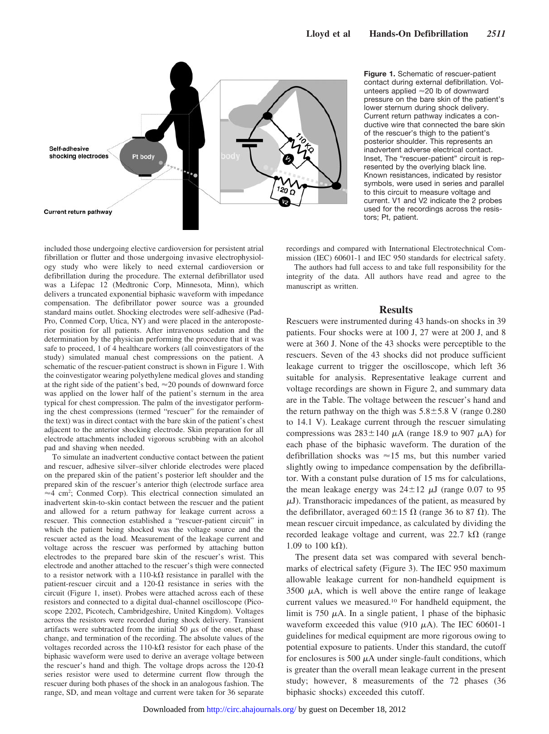**Figure 1.** Schematic of rescuer-patient contact during external defibrillation. Volunteers applied ≈20 lb of downward pressure on the bare skin of the patient's lower sternum during shock delivery. Current return pathway indicates a conductive wire that connected the bare skin of the rescuer's thigh to the patient's posterior shoulder. This represents an inadvertent adverse electrical contact. Inset, The "rescuer-patient" circuit is represented by the overlying black line. Known resistances, indicated by resistor symbols, were used in series and parallel to this circuit to measure voltage and current. V1 and V2 indicate the 2 probes used for the recordings across the resistors; Pt, patient.

included those undergoing elective cardioversion for persistent atrial fibrillation or flutter and those undergoing invasive electrophysiology study who were likely to need external cardioversion or defibrillation during the procedure. The external defibrillator used was a Lifepac 12 (Medtronic Corp, Minnesota, Minn), which delivers a truncated exponential biphasic waveform with impedance compensation. The defibrillator power source was a grounded standard mains outlet. Shocking electrodes were self-adhesive (Pad-Pro, Conmed Corp, Utica, NY) and were placed in the anteroposterior position for all patients. After intravenous sedation and the determination by the physician performing the procedure that it was safe to proceed, 1 of 4 healthcare workers (all coinvestigators of the study) simulated manual chest compressions on the patient. A schematic of the rescuer-patient construct is shown in Figure 1. With the coinvestigator wearing polyethylene medical gloves and standing at the right side of the patient's bed, ≈20 pounds of downward force was applied on the lower half of the patient's sternum in the area typical for chest compression. The palm of the investigator performing the chest compressions (termed "rescuer" for the remainder of the text) was in direct contact with the bare skin of the patient's chest adjacent to the anterior shocking electrode. Skin preparation for all electrode attachments included vigorous scrubbing with an alcohol pad and shaving when needed.

To simulate an inadvertent conductive contact between the patient and rescuer, adhesive silver–silver chloride electrodes were placed on the prepared skin of the patient's posterior left shoulder and the prepared skin of the rescuer's anterior thigh (electrode surface area ≈4 cm$^2$; Conmed Corp). This electrical connection simulated an inadvertent skin-to-skin contact between the rescuer and the patient and allowed for a return pathway for leakage current across a rescuer. This connection established a "rescuer-patient circuit" in which the patient being shocked was the voltage source and the rescuer acted as the load. Measurement of the leakage current and voltage across the rescuer was performed by attaching button electrodes to the prepared bare skin of the rescuer's wrist. This electrode and another attached to the rescuer's thigh were connected to a resistor network with a 110-kΩ resistance in parallel with the patient-rescuer circuit and a 120-Ω resistance in series with the circuit (Figure 1, inset). Probes were attached across each of these resistors and connected to a digital dual-channel oscilloscope (Picoscope 2202, Picotech, Cambridgeshire, United Kingdom). Voltages across the resistors were recorded during shock delivery. Transient artifacts were subtracted from the initial 50 μs of the onset, phase change, and termination of the recording. The absolute values of the voltages recorded across the 110-kΩ resistor for each phase of the biphasic waveform were used to derive an average voltage between the rescuer's hand and thigh. The voltage drops across the 120-Ω series resistor were used to determine current flow through the rescuer during both phases of the shock in an analogous fashion. The range, SD, and mean voltage and current were taken for 36 separate recordings and compared with International Electrotechnical Commission (IEC) 60601-1 and IEC 950 standards for electrical safety.

The authors had full access to and take full responsibility for the integrity of the data. All authors have read and agree to the manuscript as written.

## Results

Rescuers were instrumented during 43 hands-on shocks in 39 patients. Four shocks were at 100 J, 27 were at 200 J, and 8 were at 360 J. None of the 43 shocks were perceptible to the rescuers. Seven of the 43 shocks did not produce sufficient leakage current to trigger the oscilloscope, which left 36 suitable for analysis. Representative leakage current and voltage recordings are shown in Figure 2, and summary data are in the Table. The voltage between the rescuer's hand and the return pathway on the thigh was 5.8±5.8 V (range 0.280 to 14.1 V). Leakage current through the rescuer simulating compressions was 283±140 μA (range 18.9 to 907 μA) for each phase of the biphasic waveform. The duration of the defibrillation shocks was ≈15 ms, but this number varied slightly owing to impedance compensation by the defibrillator. With a constant pulse duration of 15 ms for calculations, the mean leakage energy was 24±12 μJ (range 0.07 to 95 μJ). Transthoracic impedances of the patient, as measured by the defibrillator, averaged 60±15 Ω (range 36 to 87 Ω). The mean rescuer circuit impedance, as calculated by dividing the recorded leakage voltage and current, was 22.7 kΩ (range 1.09 to 100 kΩ).

The present data set was compared with several benchmarks of electrical safety (Figure 3). The IEC 950 maximum allowable leakage current for non-handheld equipment is 3500 μA, which is well above the entire range of leakage current values we measured.[10] For handheld equipment, the limit is 750 μA. In a single patient, 1 phase of the biphasic waveform exceeded this value (910 μA). The IEC 60601-1 guidelines for medical equipment are more rigorous owing to potential exposure to patients. Under this standard, the cutoff for enclosures is 500 μA under single-fault conditions, which is greater than the overall mean leakage current in the present study; however, 8 measurements of the 72 phases (36 biphasic shocks) exceeded this cutoff.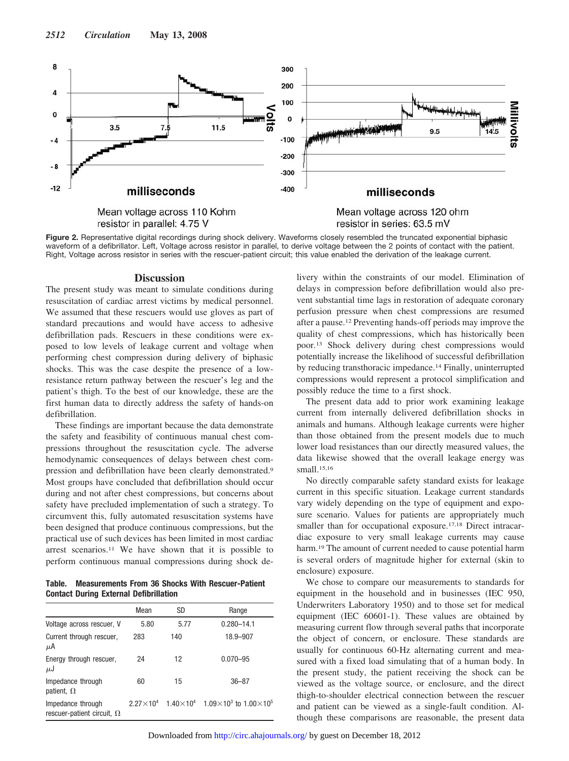Mean voltage across 110 Kohm resistor in parallel: 4.75 V

Mean voltage across 120 ohm resistor in series: 63.5 mV

**Figure 2.** Representative digital recordings during shock delivery. Waveforms closely resembled the truncated exponential biphasic waveform of a defibrillator. Left, Voltage across resistor in parallel, to derive voltage between the 2 points of contact with the patient. Right, Voltage across resistor in series with the rescuer-patient circuit; this value enabled the derivation of the leakage current.

## Discussion

The present study was meant to simulate conditions during resuscitation of cardiac arrest victims by medical personnel. We assumed that these rescuers would use gloves as part of standard precautions and would have access to adhesive defibrillation pads. Rescuers in these conditions were exposed to low levels of leakage current and voltage when performing chest compression during delivery of biphasic shocks. This was the case despite the presence of a low-resistance return pathway between the rescuer's leg and the patient's thigh. To the best of our knowledge, these are the first human data to directly address the safety of hands-on defibrillation.

These findings are important because the data demonstrate the safety and feasibility of continuous manual chest compressions throughout the resuscitation cycle. The adverse hemodynamic consequences of delays between chest compression and defibrillation have been clearly demonstrated.[9] Most groups have concluded that defibrillation should occur during and not after chest compressions, but concerns about safety have precluded implementation of such a strategy. To circumvent this, fully automated resuscitation systems have been designed that produce continuous compressions, but the practical use of such devices has been limited in most cardiac arrest scenarios.[11] We have shown that it is possible to perform continuous manual compressions during shock delivery within the constraints of our model. Elimination of delays in compression before defibrillation would also prevent substantial time lags in restoration of adequate coronary perfusion pressure when chest compressions are resumed after a pause.[12] Preventing hands-off periods may improve the quality of chest compressions, which has historically been poor.[13] Shock delivery during chest compressions would potentially increase the likelihood of successful defibrillation by reducing transthoracic impedance.[14] Finally, uninterrupted compressions would represent a protocol simplification and possibly reduce the time to a first shock.

**Table. Measurements From 36 Shocks With Rescuer-Patient Contact During External Defibrillation**

| | Mean | SD | Range |
|---|---|---|---|
| Voltage across rescuer, V | 5.80 | 5.77 | 0.280–14.1 |
| Current through rescuer, μA | 283 | 140 | 18.9–907 |
| Energy through rescuer, μJ | 24 | 12 | 0.070–95 |
| Impedance through patient, Ω | 60 | 15 | 36–87 |
| Impedance through rescuer-patient circuit, Ω | $2.27\times10^4$ | $1.40\times10^4$ | $1.09\times10^3$ to $1.00\times10^5$ |

The present data add to prior work examining leakage current from internally delivered defibrillation shocks in animals and humans. Although leakage currents were higher than those obtained from the present models due to much lower load resistances than our directly measured values, the data likewise showed that the overall leakage energy was small.[15,16]

No directly comparable safety standard exists for leakage current in this specific situation. Leakage current standards vary widely depending on the type of equipment and exposure scenario. Values for patients are appropriately much smaller than for occupational exposure.[17,18] Direct intracardiac exposure to very small leakage currents may cause harm.[19] The amount of current needed to cause potential harm is several orders of magnitude higher for external (skin to enclosure) exposure.

We chose to compare our measurements to standards for equipment in the household and in businesses (IEC 950, Underwriters Laboratory 1950) and to those set for medical equipment (IEC 60601-1). These values are obtained by measuring current flow through several paths that incorporate the object of concern, or enclosure. These standards are usually for continuous 60-Hz alternating current and measured with a fixed load simulating that of a human body. In the present study, the patient receiving the shock can be viewed as the voltage source, or enclosure, and the direct thigh-to-shoulder electrical connection between the rescuer and patient can be viewed as a single-fault condition. Although these comparisons are reasonable, the present data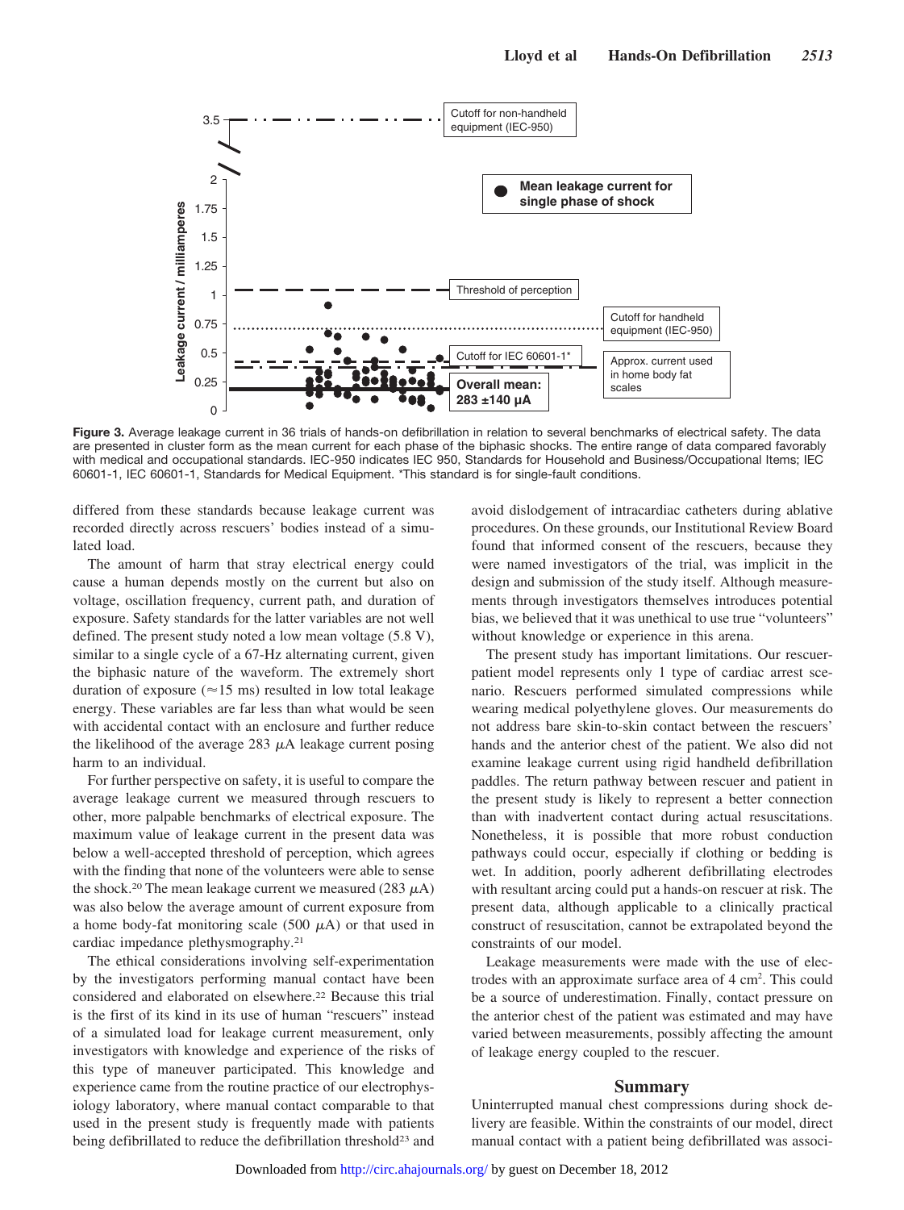3.5

2

1.75

1.5

1.25

1

0.75

0.5

0.25

0

Leakage current / milliamperes

Cutoff for non-handheld equipment (IEC-950)

Mean leakage current for single phase of shock

Threshold of perception

Cutoff for handheld equipment (IEC-950)

Cutoff for IEC 60601-1*

Approx. current used in home body fat scales

Overall mean: 283 ±140 µA

**Figure 3.** Average leakage current in 36 trials of hands-on defibrillation in relation to several benchmarks of electrical safety. The data are presented in cluster form as the mean current for each phase of the biphasic shocks. The entire range of data compared favorably with medical and occupational standards. IEC-950 indicates IEC 950, Standards for Household and Business/Occupational Items; IEC 60601-1, IEC 60601-1, Standards for Medical Equipment. *This standard is for single-fault conditions.

differed from these standards because leakage current was recorded directly across rescuers' bodies instead of a simulated load.

The amount of harm that stray electrical energy could cause a human depends mostly on the current but also on voltage, oscillation frequency, current path, and duration of exposure. Safety standards for the latter variables are not well defined. The present study noted a low mean voltage (5.8 V), similar to a single cycle of a 67-Hz alternating current, given the biphasic nature of the waveform. The extremely short duration of exposure (≈15 ms) resulted in low total leakage energy. These variables are far less than what would be seen with accidental contact with an enclosure and further reduce the likelihood of the average 283 $\mu$A leakage current posing harm to an individual.

For further perspective on safety, it is useful to compare the average leakage current we measured through rescuers to other, more palpable benchmarks of electrical exposure. The maximum value of leakage current in the present data was below a well-accepted threshold of perception, which agrees with the finding that none of the volunteers were able to sense the shock.[20] The mean leakage current we measured (283 $\mu$A) was also below the average amount of current exposure from a home body-fat monitoring scale (500 $\mu$A) or that used in cardiac impedance plethysmography.[21]

The ethical considerations involving self-experimentation by the investigators performing manual contact have been considered and elaborated on elsewhere.[22] Because this trial is the first of its kind in its use of human "rescuers" instead of a simulated load for leakage current measurement, only investigators with knowledge and experience of the risks of this type of maneuver participated. This knowledge and experience came from the routine practice of our electrophysiology laboratory, where manual contact comparable to that used in the present study is frequently made with patients being defibrillated to reduce the defibrillation threshold[23] and avoid dislodgement of intracardiac catheters during ablative procedures. On these grounds, our Institutional Review Board found that informed consent of the rescuers, because they were named investigators of the trial, was implicit in the design and submission of the study itself. Although measurements through investigators themselves introduces potential bias, we believed that it was unethical to use true "volunteers" without knowledge or experience in this arena.

The present study has important limitations. Our rescuer-patient model represents only 1 type of cardiac arrest scenario. Rescuers performed simulated compressions while wearing medical polyethylene gloves. Our measurements do not address bare skin-to-skin contact between the rescuers' hands and the anterior chest of the patient. We also did not examine leakage current using rigid handheld defibrillation paddles. The return pathway between rescuer and patient in the present study is likely to represent a better connection than with inadvertent contact during actual resuscitations. Nonetheless, it is possible that more robust conduction pathways could occur, especially if clothing or bedding is wet. In addition, poorly adherent defibrillating electrodes with resultant arcing could put a hands-on rescuer at risk. The present data, although applicable to a clinically practical construct of resuscitation, cannot be extrapolated beyond the constraints of our model.

Leakage measurements were made with the use of electrodes with an approximate surface area of 4 $cm^2$. This could be a source of underestimation. Finally, contact pressure on the anterior chest of the patient was estimated and may have varied between measurements, possibly affecting the amount of leakage energy coupled to the rescuer.

## Summary

Uninterrupted manual chest compressions during shock delivery are feasible. Within the constraints of our model, direct manual contact with a patient being defibrillated was associ-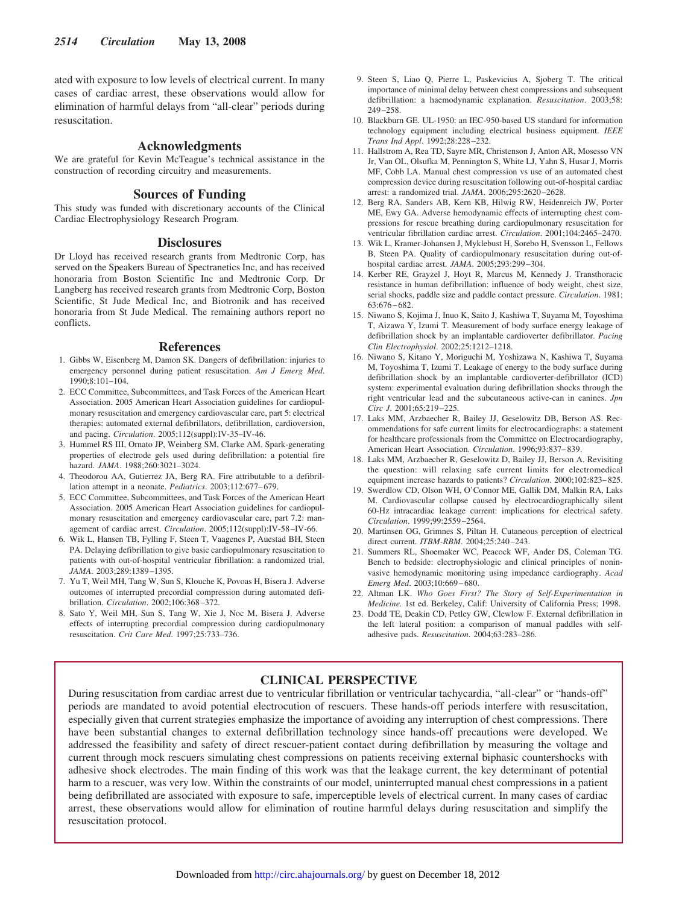ated with exposure to low levels of electrical current. In many cases of cardiac arrest, these observations would allow for elimination of harmful delays from "all-clear" periods during resuscitation.

## Acknowledgments

We are grateful for Kevin McTeague's technical assistance in the construction of recording circuitry and measurements.

## Sources of Funding

This study was funded with discretionary accounts of the Clinical Cardiac Electrophysiology Research Program.

## Disclosures

Dr Lloyd has received research grants from Medtronic Corp, has served on the Speakers Bureau of Spectranetics Inc, and has received honoraria from Boston Scientific Inc and Medtronic Corp. Dr Langberg has received research grants from Medtronic Corp, Boston Scientific, St Jude Medical Inc, and Biotronik and has received honoraria from St Jude Medical. The remaining authors report no conflicts.

## References

1. Gibbs W, Eisenberg M, Damon SK. Dangers of defibrillation: injuries to emergency personnel during patient resuscitation. *Am J Emerg Med*. 1990;8:101–104.
2. ECC Committee, Subcommittees, and Task Forces of the American Heart Association. 2005 American Heart Association guidelines for cardiopulmonary resuscitation and emergency cardiovascular care, part 5: electrical therapies: automated external defibrillators, defibrillation, cardioversion, and pacing. *Circulation*. 2005;112(suppl):IV-35–IV-46.
3. Hummel RS III, Ornato JP, Weinberg SM, Clarke AM. Spark-generating properties of electrode gels used during defibrillation: a potential fire hazard. *JAMA*. 1988;260:3021–3024.
4. Theodorou AA, Gutierrez JA, Berg RA. Fire attributable to a defibrillation attempt in a neonate. *Pediatrics*. 2003;112:677–679.
5. ECC Committee, Subcommittees, and Task Forces of the American Heart Association. 2005 American Heart Association guidelines for cardiopulmonary resuscitation and emergency cardiovascular care, part 7.2: management of cardiac arrest. *Circulation*. 2005;112(suppl):IV-58–IV-66.
6. Wik L, Hansen TB, Fylling F, Steen T, Vaagenes P, Auestad BH, Steen PA. Delaying defibrillation to give basic cardiopulmonary resuscitation to patients with out-of-hospital ventricular fibrillation: a randomized trial. *JAMA*. 2003;289:1389–1395.
7. Yu T, Weil MH, Tang W, Sun S, Klouche K, Povoas H, Bisera J. Adverse outcomes of interrupted precordial compression during automated defibrillation. *Circulation*. 2002;106:368–372.
8. Sato Y, Weil MH, Sun S, Tang W, Xie J, Noc M, Bisera J. Adverse effects of interrupting precordial compression during cardiopulmonary resuscitation. *Crit Care Med*. 1997;25:733–736.
9. Steen S, Liao Q, Pierre L, Paskevicius A, Sjoberg T. The critical importance of minimal delay between chest compressions and subsequent defibrillation: a haemodynamic explanation. *Resuscitation*. 2003;58:249–258.
10. Blackburn GE. UL-1950: an IEC-950-based US standard for information technology equipment including electrical business equipment. *IEEE Trans Ind Appl*. 1992;28:228–232.
11. Hallstrom A, Rea TD, Sayre MR, Christenson J, Anton AR, Mosesso VN Jr, Van OL, Olsufka M, Pennington S, White LJ, Yahn S, Husar J, Morris MF, Cobb LA. Manual chest compression vs use of an automated chest compression device during resuscitation following out-of-hospital cardiac arrest: a randomized trial. *JAMA*. 2006;295:2620–2628.
12. Berg RA, Sanders AB, Kern KB, Hilwig RW, Heidenreich JW, Porter ME, Ewy GA. Adverse hemodynamic effects of interrupting chest compressions for rescue breathing during cardiopulmonary resuscitation for ventricular fibrillation cardiac arrest. *Circulation*. 2001;104:2465–2470.
13. Wik L, Kramer-Johansen J, Myklebust H, Sorebo H, Svensson L, Fellows B, Steen PA. Quality of cardiopulmonary resuscitation during out-of-hospital cardiac arrest. *JAMA*. 2005;293:299–304.
14. Kerber RE, Grayzel J, Hoyt R, Marcus M, Kennedy J. Transthoracic resistance in human defibrillation: influence of body weight, chest size, serial shocks, paddle size and paddle contact pressure. *Circulation*. 1981;63:676–682.
15. Niwano S, Kojima J, Inuo K, Saito J, Kashiwa T, Suyama M, Toyoshima T, Aizawa Y, Izumi T. Measurement of body surface energy leakage of defibrillation shock by an implantable cardioverter defibrillator. *Pacing Clin Electrophysiol*. 2002;25:1212–1218.
16. Niwano S, Kitano Y, Moriguchi M, Yoshizawa N, Kashiwa T, Suyama M, Toyoshima T, Izumi T. Leakage of energy to the body surface during defibrillation shock by an implantable cardioverter-defibrillator (ICD) system: experimental evaluation during defibrillation shocks through the right ventricular lead and the subcutaneous active-can in canines. *Jpn Circ J*. 2001;65:219–225.
17. Laks MM, Arzbaecher R, Bailey JJ, Geselowitz DB, Berson AS. Recommendations for safe current limits for electrocardiographs: a statement for healthcare professionals from the Committee on Electrocardiography, American Heart Association. *Circulation*. 1996;93:837–839.
18. Laks MM, Arzbaecher R, Geselowitz D, Bailey JJ, Berson A. Revisiting the question: will relaxing safe current limits for electromedical equipment increase hazards to patients? *Circulation*. 2000;102:823–825.
19. Swerdlow CD, Olson WH, O'Connor ME, Gallik DM, Malkin RA, Laks M. Cardiovascular collapse caused by electrocardiographically silent 60-Hz intracardiac leakage current: implications for electrical safety. *Circulation*. 1999;99:2559–2564.
20. Martinsen OG, Grimnes S, Piltan H. Cutaneous perception of electrical direct current. *ITBM-RBM*. 2004;25:240–243.
21. Summers RL, Shoemaker WC, Peacock WF, Ander DS, Coleman TG. Bench to bedside: electrophysiologic and clinical principles of noninvasive hemodynamic monitoring using impedance cardiography. *Acad Emerg Med*. 2003;10:669–680.
22. Altman LK. *Who Goes First? The Story of Self-Experimentation in Medicine.* 1st ed. Berkeley, Calif: University of California Press; 1998.
23. Dodd TE, Deakin CD, Petley GW, Clewlow F. External defibrillation in the left lateral position: a comparison of manual paddles with self-adhesive pads. *Resuscitation*. 2004;63:283–286.

## CLINICAL PERSPECTIVE

During resuscitation from cardiac arrest due to ventricular fibrillation or ventricular tachycardia, "all-clear" or "hands-off" periods are mandated to avoid potential electrocution of rescuers. These hands-off periods interfere with resuscitation, especially given that current strategies emphasize the importance of avoiding any interruption of chest compressions. There have been substantial changes to external defibrillation technology since hands-off precautions were developed. We addressed the feasibility and safety of direct rescuer-patient contact during defibrillation by measuring the voltage and current through mock rescuers simulating chest compressions on patients receiving external biphasic countershocks with adhesive shock electrodes. The main finding of this work was that the leakage current, the key determinant of potential harm to a rescuer, was very low. Within the constraints of our model, uninterrupted manual chest compressions in a patient being defibrillated are associated with exposure to safe, imperceptible levels of electrical current. In many cases of cardiac arrest, these observations would allow for elimination of routine harmful delays during resuscitation and simplify the resuscitation protocol.